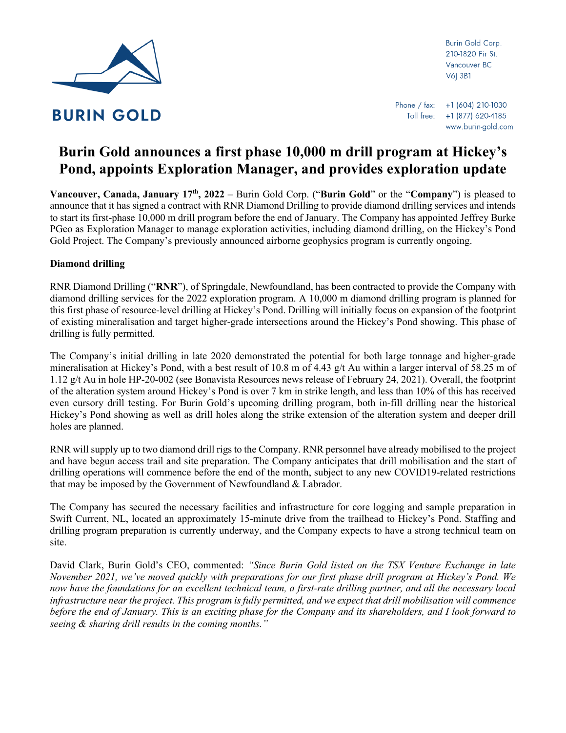BURIN GOLD

Burin Gold Corp.
210-1820 Fir St.
Vancouver BC
V6J 3B1

Phone / fax: +1 (604) 210-1030
Toll free: +1 (877) 620-4185
www.burin-gold.com

# Burin Gold announces a first phase 10,000 m drill program at Hickey's Pond, appoints Exploration Manager, and provides exploration update

**Vancouver, Canada, January 17th, 2022** – Burin Gold Corp. ("**Burin Gold**" or the "**Company**") is pleased to announce that it has signed a contract with RNR Diamond Drilling to provide diamond drilling services and intends to start its first-phase 10,000 m drill program before the end of January. The Company has appointed Jeffrey Burke PGeo as Exploration Manager to manage exploration activities, including diamond drilling, on the Hickey's Pond Gold Project. The Company's previously announced airborne geophysics program is currently ongoing.

**Diamond drilling**

RNR Diamond Drilling ("**RNR**"), of Springdale, Newfoundland, has been contracted to provide the Company with diamond drilling services for the 2022 exploration program. A 10,000 m diamond drilling program is planned for this first phase of resource-level drilling at Hickey's Pond. Drilling will initially focus on expansion of the footprint of existing mineralisation and target higher-grade intersections around the Hickey's Pond showing. This phase of drilling is fully permitted.

The Company's initial drilling in late 2020 demonstrated the potential for both large tonnage and higher-grade mineralisation at Hickey's Pond, with a best result of 10.8 m of 4.43 g/t Au within a larger interval of 58.25 m of 1.12 g/t Au in hole HP-20-002 (see Bonavista Resources news release of February 24, 2021). Overall, the footprint of the alteration system around Hickey's Pond is over 7 km in strike length, and less than 10% of this has received even cursory drill testing. For Burin Gold's upcoming drilling program, both in-fill drilling near the historical Hickey's Pond showing as well as drill holes along the strike extension of the alteration system and deeper drill holes are planned.

RNR will supply up to two diamond drill rigs to the Company. RNR personnel have already mobilised to the project and have begun access trail and site preparation. The Company anticipates that drill mobilisation and the start of drilling operations will commence before the end of the month, subject to any new COVID19-related restrictions that may be imposed by the Government of Newfoundland & Labrador.

The Company has secured the necessary facilities and infrastructure for core logging and sample preparation in Swift Current, NL, located an approximately 15-minute drive from the trailhead to Hickey's Pond. Staffing and drilling program preparation is currently underway, and the Company expects to have a strong technical team on site.

David Clark, Burin Gold's CEO, commented: *"Since Burin Gold listed on the TSX Venture Exchange in late November 2021, we've moved quickly with preparations for our first phase drill program at Hickey's Pond. We now have the foundations for an excellent technical team, a first-rate drilling partner, and all the necessary local infrastructure near the project. This program is fully permitted, and we expect that drill mobilisation will commence before the end of January. This is an exciting phase for the Company and its shareholders, and I look forward to seeing & sharing drill results in the coming months."*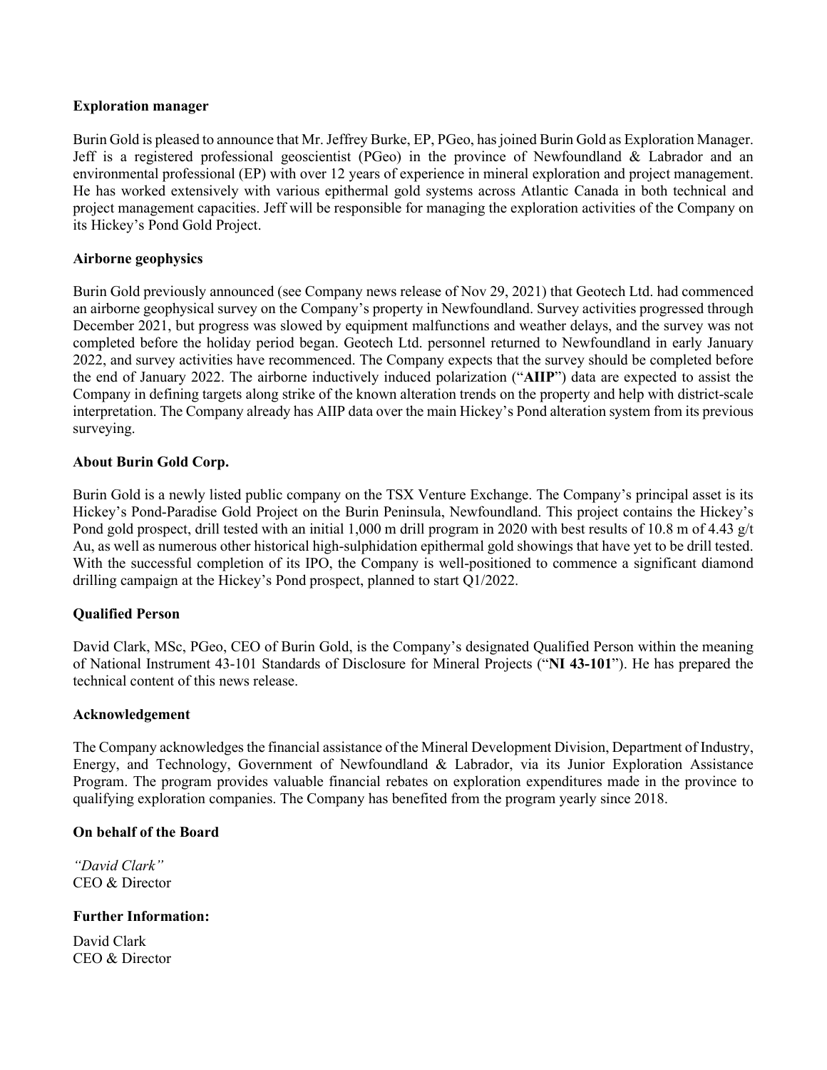**Exploration manager**

Burin Gold is pleased to announce that Mr. Jeffrey Burke, EP, PGeo, has joined Burin Gold as Exploration Manager. Jeff is a registered professional geoscientist (PGeo) in the province of Newfoundland & Labrador and an environmental professional (EP) with over 12 years of experience in mineral exploration and project management. He has worked extensively with various epithermal gold systems across Atlantic Canada in both technical and project management capacities. Jeff will be responsible for managing the exploration activities of the Company on its Hickey's Pond Gold Project.

**Airborne geophysics**

Burin Gold previously announced (see Company news release of Nov 29, 2021) that Geotech Ltd. had commenced an airborne geophysical survey on the Company's property in Newfoundland. Survey activities progressed through December 2021, but progress was slowed by equipment malfunctions and weather delays, and the survey was not completed before the holiday period began. Geotech Ltd. personnel returned to Newfoundland in early January 2022, and survey activities have recommenced. The Company expects that the survey should be completed before the end of January 2022. The airborne inductively induced polarization ("**AIIP**") data are expected to assist the Company in defining targets along strike of the known alteration trends on the property and help with district-scale interpretation. The Company already has AIIP data over the main Hickey's Pond alteration system from its previous surveying.

**About Burin Gold Corp.**

Burin Gold is a newly listed public company on the TSX Venture Exchange. The Company's principal asset is its Hickey's Pond-Paradise Gold Project on the Burin Peninsula, Newfoundland. This project contains the Hickey's Pond gold prospect, drill tested with an initial 1,000 m drill program in 2020 with best results of 10.8 m of 4.43 g/t Au, as well as numerous other historical high-sulphidation epithermal gold showings that have yet to be drill tested. With the successful completion of its IPO, the Company is well-positioned to commence a significant diamond drilling campaign at the Hickey's Pond prospect, planned to start Q1/2022.

**Qualified Person**

David Clark, MSc, PGeo, CEO of Burin Gold, is the Company's designated Qualified Person within the meaning of National Instrument 43-101 Standards of Disclosure for Mineral Projects ("**NI 43-101**"). He has prepared the technical content of this news release.

**Acknowledgement**

The Company acknowledges the financial assistance of the Mineral Development Division, Department of Industry, Energy, and Technology, Government of Newfoundland & Labrador, via its Junior Exploration Assistance Program. The program provides valuable financial rebates on exploration expenditures made in the province to qualifying exploration companies. The Company has benefited from the program yearly since 2018.

**On behalf of the Board**

*"David Clark"*
CEO & Director

**Further Information:**

David Clark
CEO & Director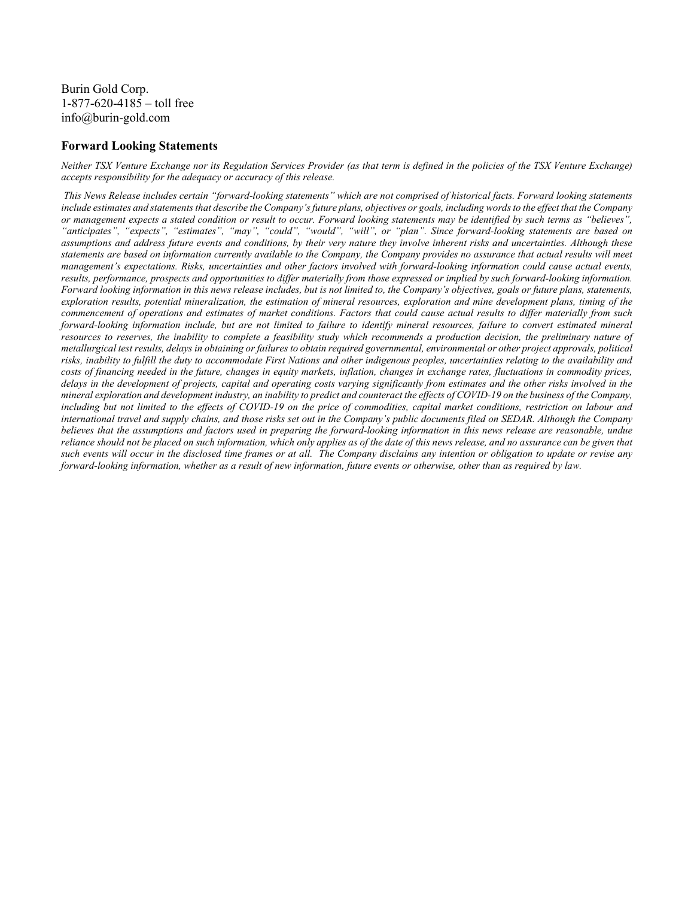Burin Gold Corp.
1-877-620-4185 – toll free
info@burin-gold.com

## Forward Looking Statements

*Neither TSX Venture Exchange nor its Regulation Services Provider (as that term is defined in the policies of the TSX Venture Exchange) accepts responsibility for the adequacy or accuracy of this release.*

*This News Release includes certain "forward-looking statements" which are not comprised of historical facts. Forward looking statements include estimates and statements that describe the Company's future plans, objectives or goals, including words to the effect that the Company or management expects a stated condition or result to occur. Forward looking statements may be identified by such terms as "believes", "anticipates", "expects", "estimates", "may", "could", "would", "will", or "plan". Since forward-looking statements are based on assumptions and address future events and conditions, by their very nature they involve inherent risks and uncertainties. Although these statements are based on information currently available to the Company, the Company provides no assurance that actual results will meet management's expectations. Risks, uncertainties and other factors involved with forward-looking information could cause actual events, results, performance, prospects and opportunities to differ materially from those expressed or implied by such forward-looking information. Forward looking information in this news release includes, but is not limited to, the Company's objectives, goals or future plans, statements, exploration results, potential mineralization, the estimation of mineral resources, exploration and mine development plans, timing of the commencement of operations and estimates of market conditions. Factors that could cause actual results to differ materially from such forward-looking information include, but are not limited to failure to identify mineral resources, failure to convert estimated mineral resources to reserves, the inability to complete a feasibility study which recommends a production decision, the preliminary nature of metallurgical test results, delays in obtaining or failures to obtain required governmental, environmental or other project approvals, political risks, inability to fulfill the duty to accommodate First Nations and other indigenous peoples, uncertainties relating to the availability and costs of financing needed in the future, changes in equity markets, inflation, changes in exchange rates, fluctuations in commodity prices, delays in the development of projects, capital and operating costs varying significantly from estimates and the other risks involved in the mineral exploration and development industry, an inability to predict and counteract the effects of COVID-19 on the business of the Company, including but not limited to the effects of COVID-19 on the price of commodities, capital market conditions, restriction on labour and international travel and supply chains, and those risks set out in the Company's public documents filed on SEDAR. Although the Company believes that the assumptions and factors used in preparing the forward-looking information in this news release are reasonable, undue reliance should not be placed on such information, which only applies as of the date of this news release, and no assurance can be given that such events will occur in the disclosed time frames or at all. The Company disclaims any intention or obligation to update or revise any forward-looking information, whether as a result of new information, future events or otherwise, other than as required by law.*